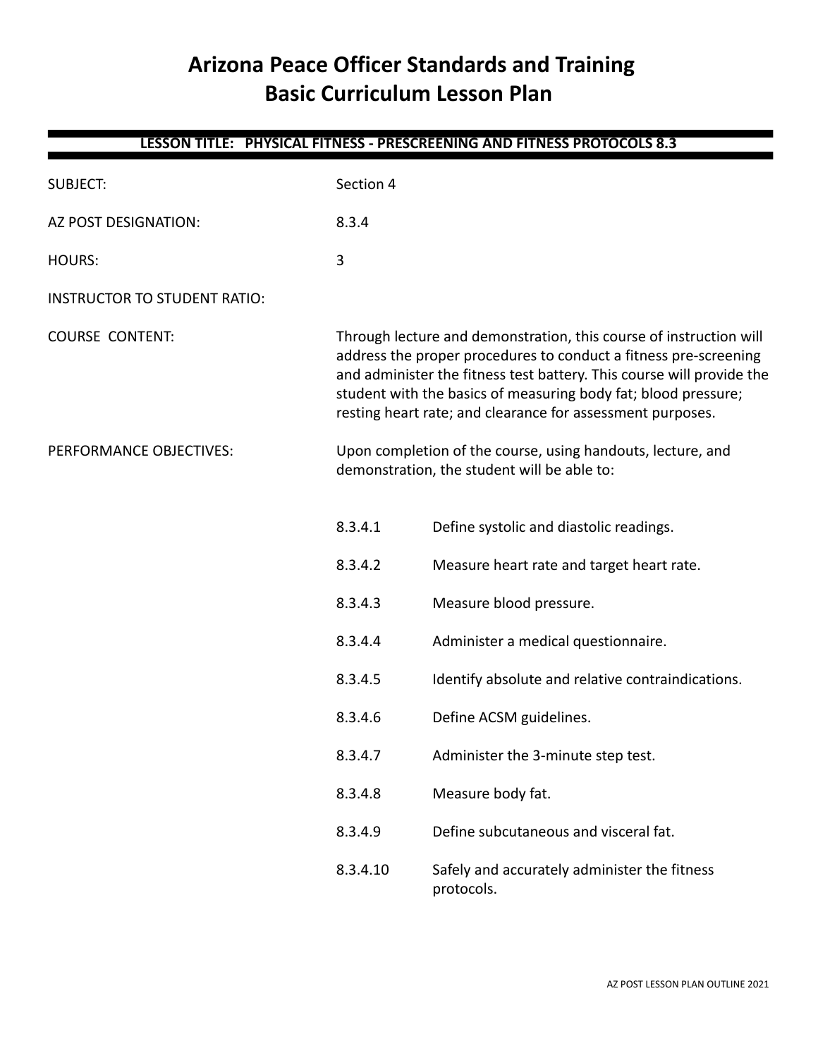# Arizona Peace Officer Standards and Training
# Basic Curriculum Lesson Plan

**LESSON TITLE: PHYSICAL FITNESS - PRESCREENING AND FITNESS PROTOCOLS 8.3**

SUBJECT: Section 4

AZ POST DESIGNATION: 8.3.4

HOURS: 3

INSTRUCTOR TO STUDENT RATIO:

COURSE CONTENT: Through lecture and demonstration, this course of instruction will address the proper procedures to conduct a fitness pre-screening and administer the fitness test battery. This course will provide the student with the basics of measuring body fat; blood pressure; resting heart rate; and clearance for assessment purposes.

PERFORMANCE OBJECTIVES: Upon completion of the course, using handouts, lecture, and demonstration, the student will be able to:

- 8.3.4.1 Define systolic and diastolic readings.
- 8.3.4.2 Measure heart rate and target heart rate.
- 8.3.4.3 Measure blood pressure.
- 8.3.4.4 Administer a medical questionnaire.
- 8.3.4.5 Identify absolute and relative contraindications.
- 8.3.4.6 Define ACSM guidelines.
- 8.3.4.7 Administer the 3-minute step test.
- 8.3.4.8 Measure body fat.
- 8.3.4.9 Define subcutaneous and visceral fat.
- 8.3.4.10 Safely and accurately administer the fitness protocols.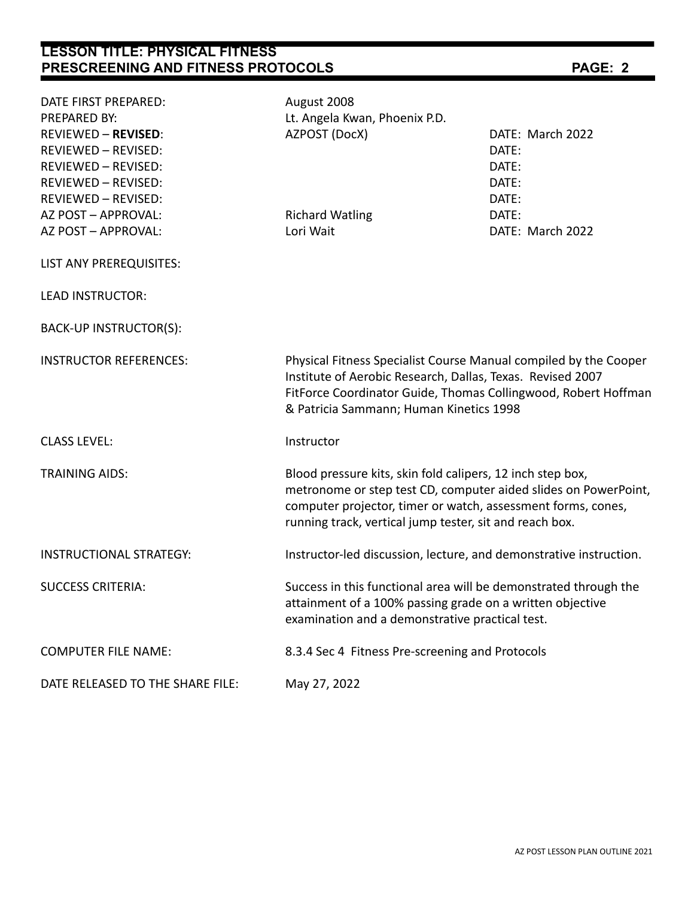| | | |
|---|---|---|
| DATE FIRST PREPARED: | August 2008 | |
| PREPARED BY: | Lt. Angela Kwan, Phoenix P.D. | |
| REVIEWED – **REVISED**: | AZPOST (DocX) | DATE: March 2022 |
| REVIEWED – REVISED: | | DATE: |
| REVIEWED – REVISED: | | DATE: |
| REVIEWED – REVISED: | | DATE: |
| REVIEWED – REVISED: | | DATE: |
| AZ POST – APPROVAL: | Richard Watling | DATE: |
| AZ POST – APPROVAL: | Lori Wait | DATE: March 2022 |

LIST ANY PREREQUISITES:

LEAD INSTRUCTOR:

BACK-UP INSTRUCTOR(S):

INSTRUCTOR REFERENCES: Physical Fitness Specialist Course Manual compiled by the Cooper Institute of Aerobic Research, Dallas, Texas. Revised 2007
FitForce Coordinator Guide, Thomas Collingwood, Robert Hoffman & Patricia Sammann; Human Kinetics 1998

CLASS LEVEL: Instructor

TRAINING AIDS: Blood pressure kits, skin fold calipers, 12 inch step box, metronome or step test CD, computer aided slides on PowerPoint, computer projector, timer or watch, assessment forms, cones, running track, vertical jump tester, sit and reach box.

INSTRUCTIONAL STRATEGY: Instructor-led discussion, lecture, and demonstrative instruction.

SUCCESS CRITERIA: Success in this functional area will be demonstrated through the attainment of a 100% passing grade on a written objective examination and a demonstrative practical test.

COMPUTER FILE NAME: 8.3.4 Sec 4 Fitness Pre-screening and Protocols

DATE RELEASED TO THE SHARE FILE: May 27, 2022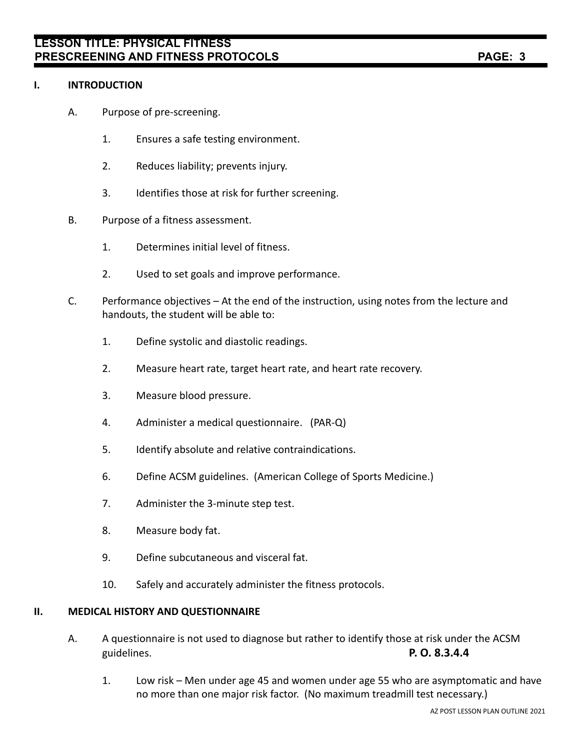## I. INTRODUCTION

A. Purpose of pre-screening.

1. Ensures a safe testing environment.

2. Reduces liability; prevents injury.

3. Identifies those at risk for further screening.

B. Purpose of a fitness assessment.

1. Determines initial level of fitness.

2. Used to set goals and improve performance.

C. Performance objectives – At the end of the instruction, using notes from the lecture and handouts, the student will be able to:

1. Define systolic and diastolic readings.

2. Measure heart rate, target heart rate, and heart rate recovery.

3. Measure blood pressure.

4. Administer a medical questionnaire. (PAR-Q)

5. Identify absolute and relative contraindications.

6. Define ACSM guidelines. (American College of Sports Medicine.)

7. Administer the 3-minute step test.

8. Measure body fat.

9. Define subcutaneous and visceral fat.

10. Safely and accurately administer the fitness protocols.

## II. MEDICAL HISTORY AND QUESTIONNAIRE

A. A questionnaire is not used to diagnose but rather to identify those at risk under the ACSM guidelines. **P. O. 8.3.4.4**

1. Low risk – Men under age 45 and women under age 55 who are asymptomatic and have no more than one major risk factor. (No maximum treadmill test necessary.)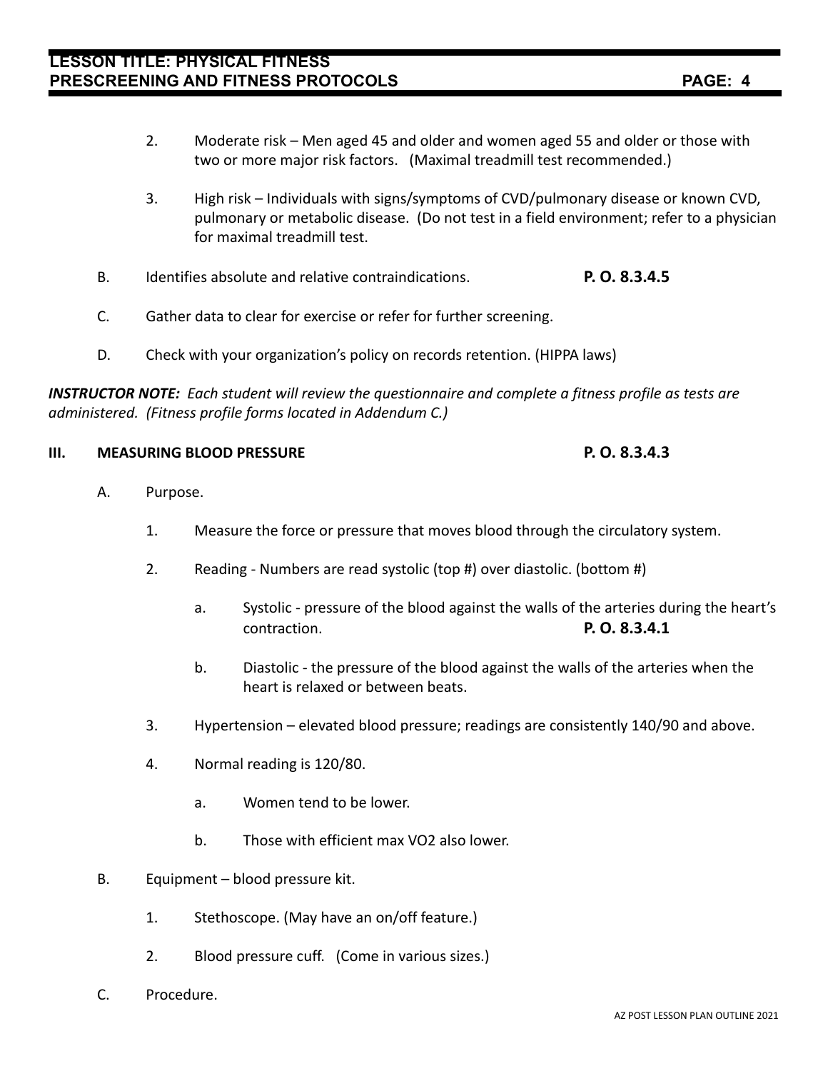2. Moderate risk – Men aged 45 and older and women aged 55 and older or those with two or more major risk factors. (Maximal treadmill test recommended.)

3. High risk – Individuals with signs/symptoms of CVD/pulmonary disease or known CVD, pulmonary or metabolic disease. (Do not test in a field environment; refer to a physician for maximal treadmill test.

B. Identifies absolute and relative contraindications. **P. O. 8.3.4.5**

C. Gather data to clear for exercise or refer for further screening.

D. Check with your organization's policy on records retention. (HIPPA laws)

***INSTRUCTOR NOTE:*** *Each student will review the questionnaire and complete a fitness profile as tests are administered. (Fitness profile forms located in Addendum C.)*

## III. MEASURING BLOOD PRESSURE **P. O. 8.3.4.3**

A. Purpose.

1. Measure the force or pressure that moves blood through the circulatory system.

2. Reading - Numbers are read systolic (top #) over diastolic. (bottom #)

   a. Systolic - pressure of the blood against the walls of the arteries during the heart's contraction. **P. O. 8.3.4.1**

   b. Diastolic - the pressure of the blood against the walls of the arteries when the heart is relaxed or between beats.

3. Hypertension – elevated blood pressure; readings are consistently 140/90 and above.

4. Normal reading is 120/80.

   a. Women tend to be lower.

   b. Those with efficient max VO2 also lower.

B. Equipment – blood pressure kit.

1. Stethoscope. (May have an on/off feature.)

2. Blood pressure cuff. (Come in various sizes.)

C. Procedure.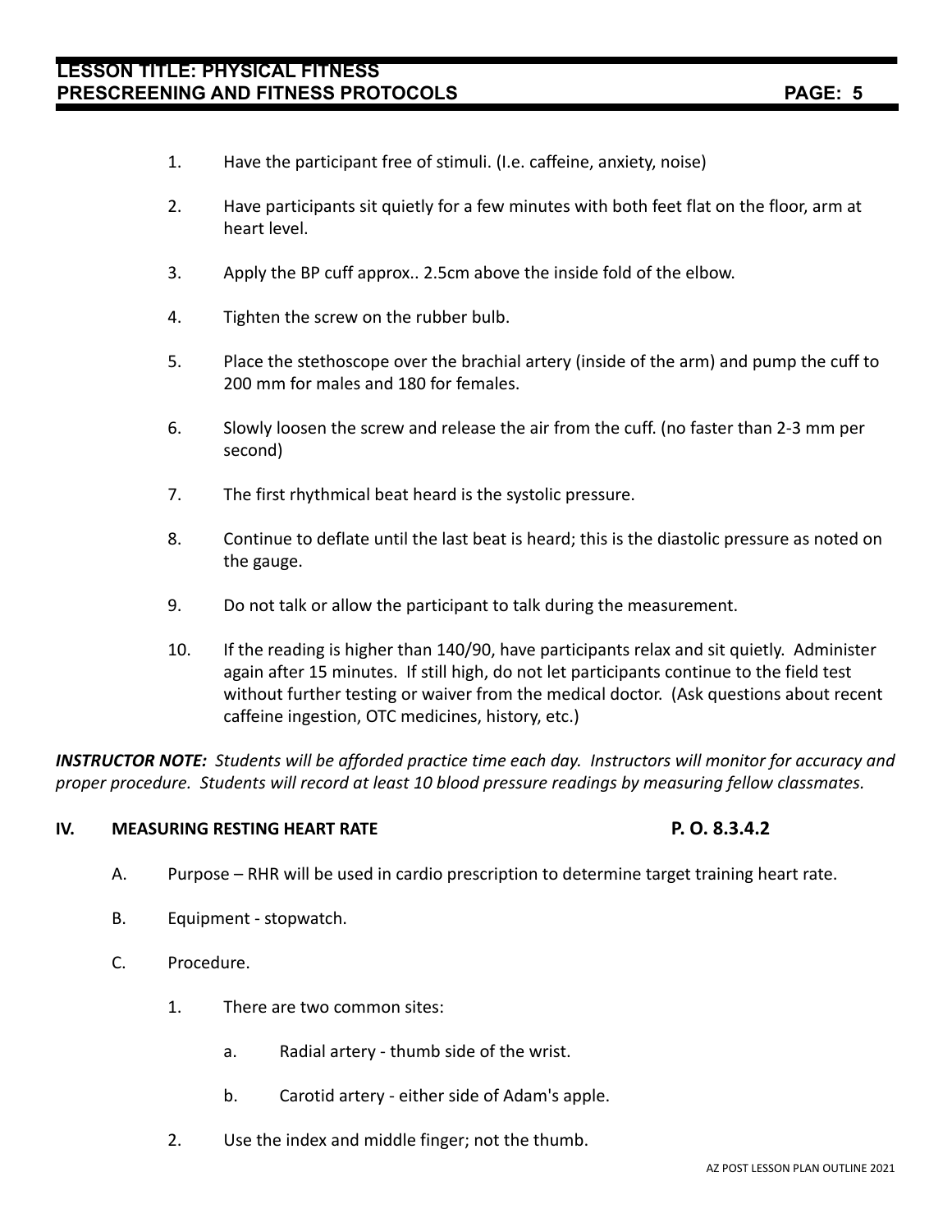1. Have the participant free of stimuli. (I.e. caffeine, anxiety, noise)

2. Have participants sit quietly for a few minutes with both feet flat on the floor, arm at heart level.

3. Apply the BP cuff approx.. 2.5cm above the inside fold of the elbow.

4. Tighten the screw on the rubber bulb.

5. Place the stethoscope over the brachial artery (inside of the arm) and pump the cuff to 200 mm for males and 180 for females.

6. Slowly loosen the screw and release the air from the cuff. (no faster than 2-3 mm per second)

7. The first rhythmical beat heard is the systolic pressure.

8. Continue to deflate until the last beat is heard; this is the diastolic pressure as noted on the gauge.

9. Do not talk or allow the participant to talk during the measurement.

10. If the reading is higher than 140/90, have participants relax and sit quietly. Administer again after 15 minutes. If still high, do not let participants continue to the field test without further testing or waiver from the medical doctor. (Ask questions about recent caffeine ingestion, OTC medicines, history, etc.)

***INSTRUCTOR NOTE:*** *Students will be afforded practice time each day. Instructors will monitor for accuracy and proper procedure. Students will record at least 10 blood pressure readings by measuring fellow classmates.*

## IV. MEASURING RESTING HEART RATE — P. O. 8.3.4.2

A. Purpose – RHR will be used in cardio prescription to determine target training heart rate.

B. Equipment - stopwatch.

C. Procedure.

1. There are two common sites:

   a. Radial artery - thumb side of the wrist.

   b. Carotid artery - either side of Adam's apple.

2. Use the index and middle finger; not the thumb.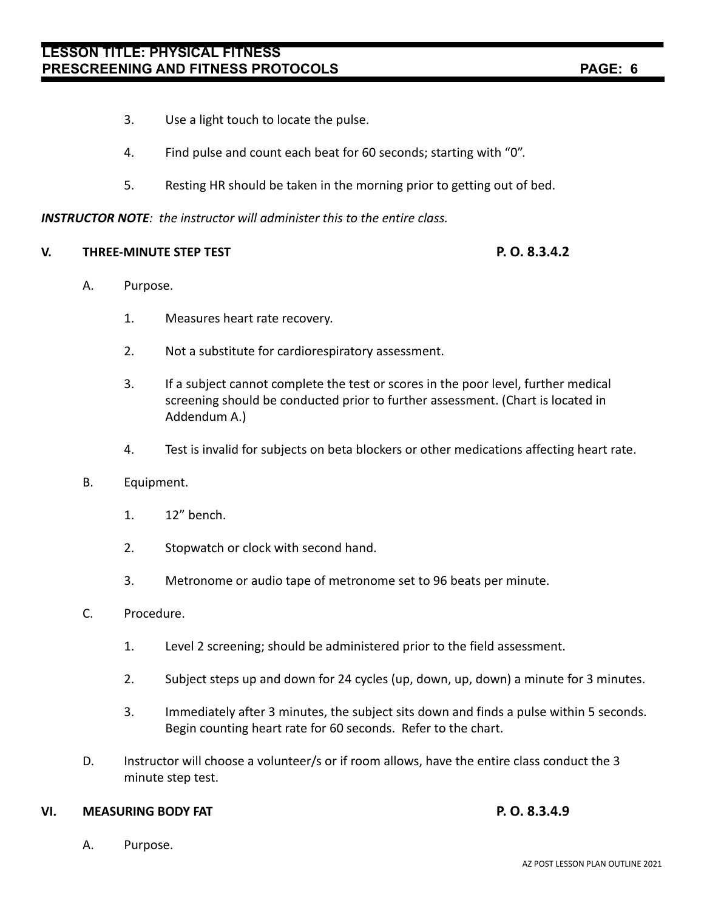3. Use a light touch to locate the pulse.

4. Find pulse and count each beat for 60 seconds; starting with "0".

5. Resting HR should be taken in the morning prior to getting out of bed.

***INSTRUCTOR NOTE****: the instructor will administer this to the entire class.*

## V. THREE-MINUTE STEP TEST — P. O. 8.3.4.2

A. Purpose.

1. Measures heart rate recovery.

2. Not a substitute for cardiorespiratory assessment.

3. If a subject cannot complete the test or scores in the poor level, further medical screening should be conducted prior to further assessment. (Chart is located in Addendum A.)

4. Test is invalid for subjects on beta blockers or other medications affecting heart rate.

B. Equipment.

1. 12" bench.

2. Stopwatch or clock with second hand.

3. Metronome or audio tape of metronome set to 96 beats per minute.

C. Procedure.

1. Level 2 screening; should be administered prior to the field assessment.

2. Subject steps up and down for 24 cycles (up, down, up, down) a minute for 3 minutes.

3. Immediately after 3 minutes, the subject sits down and finds a pulse within 5 seconds. Begin counting heart rate for 60 seconds. Refer to the chart.

D. Instructor will choose a volunteer/s or if room allows, have the entire class conduct the 3 minute step test.

## VI. MEASURING BODY FAT — P. O. 8.3.4.9

A. Purpose.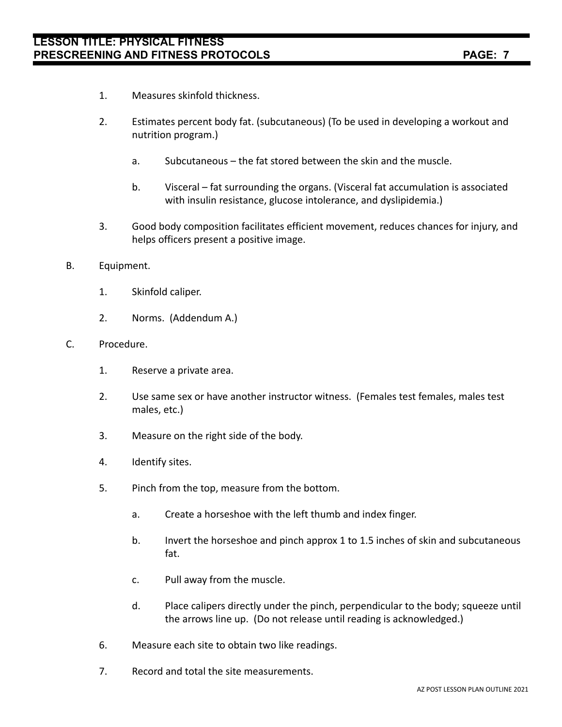1. Measures skinfold thickness.

2. Estimates percent body fat. (subcutaneous) (To be used in developing a workout and nutrition program.)

   a. Subcutaneous – the fat stored between the skin and the muscle.

   b. Visceral – fat surrounding the organs. (Visceral fat accumulation is associated with insulin resistance, glucose intolerance, and dyslipidemia.)

3. Good body composition facilitates efficient movement, reduces chances for injury, and helps officers present a positive image.

B. Equipment.

1. Skinfold caliper.

2. Norms. (Addendum A.)

C. Procedure.

1. Reserve a private area.

2. Use same sex or have another instructor witness. (Females test females, males test males, etc.)

3. Measure on the right side of the body.

4. Identify sites.

5. Pinch from the top, measure from the bottom.

   a. Create a horseshoe with the left thumb and index finger.

   b. Invert the horseshoe and pinch approx 1 to 1.5 inches of skin and subcutaneous fat.

   c. Pull away from the muscle.

   d. Place calipers directly under the pinch, perpendicular to the body; squeeze until the arrows line up. (Do not release until reading is acknowledged.)

6. Measure each site to obtain two like readings.

7. Record and total the site measurements.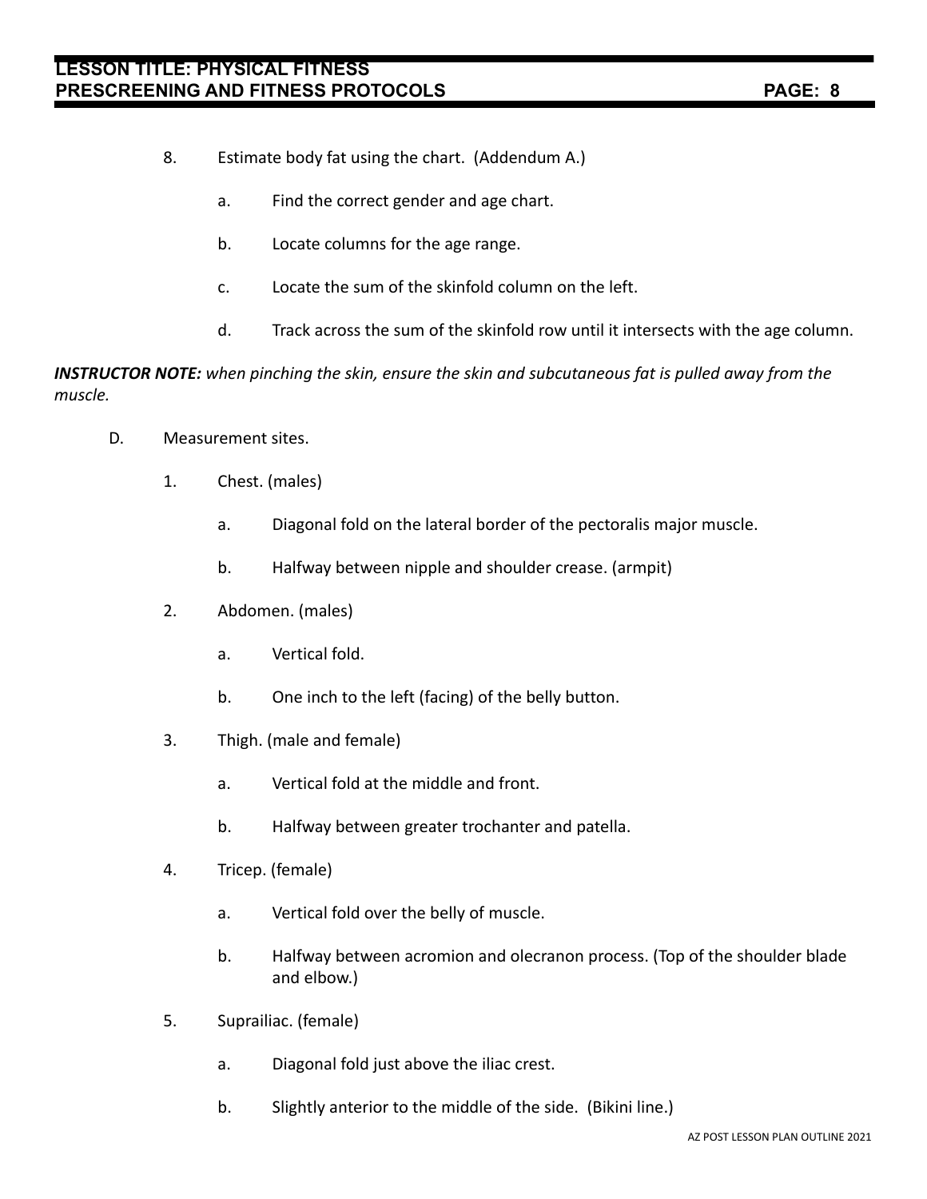8. Estimate body fat using the chart. (Addendum A.)

    a. Find the correct gender and age chart.

    b. Locate columns for the age range.

    c. Locate the sum of the skinfold column on the left.

    d. Track across the sum of the skinfold row until it intersects with the age column.

***INSTRUCTOR NOTE:*** *when pinching the skin, ensure the skin and subcutaneous fat is pulled away from the muscle.*

D. Measurement sites.

1. Chest. (males)

    a. Diagonal fold on the lateral border of the pectoralis major muscle.

    b. Halfway between nipple and shoulder crease. (armpit)

2. Abdomen. (males)

    a. Vertical fold.

    b. One inch to the left (facing) of the belly button.

3. Thigh. (male and female)

    a. Vertical fold at the middle and front.

    b. Halfway between greater trochanter and patella.

4. Tricep. (female)

    a. Vertical fold over the belly of muscle.

    b. Halfway between acromion and olecranon process. (Top of the shoulder blade and elbow.)

5. Suprailiac. (female)

    a. Diagonal fold just above the iliac crest.

    b. Slightly anterior to the middle of the side. (Bikini line.)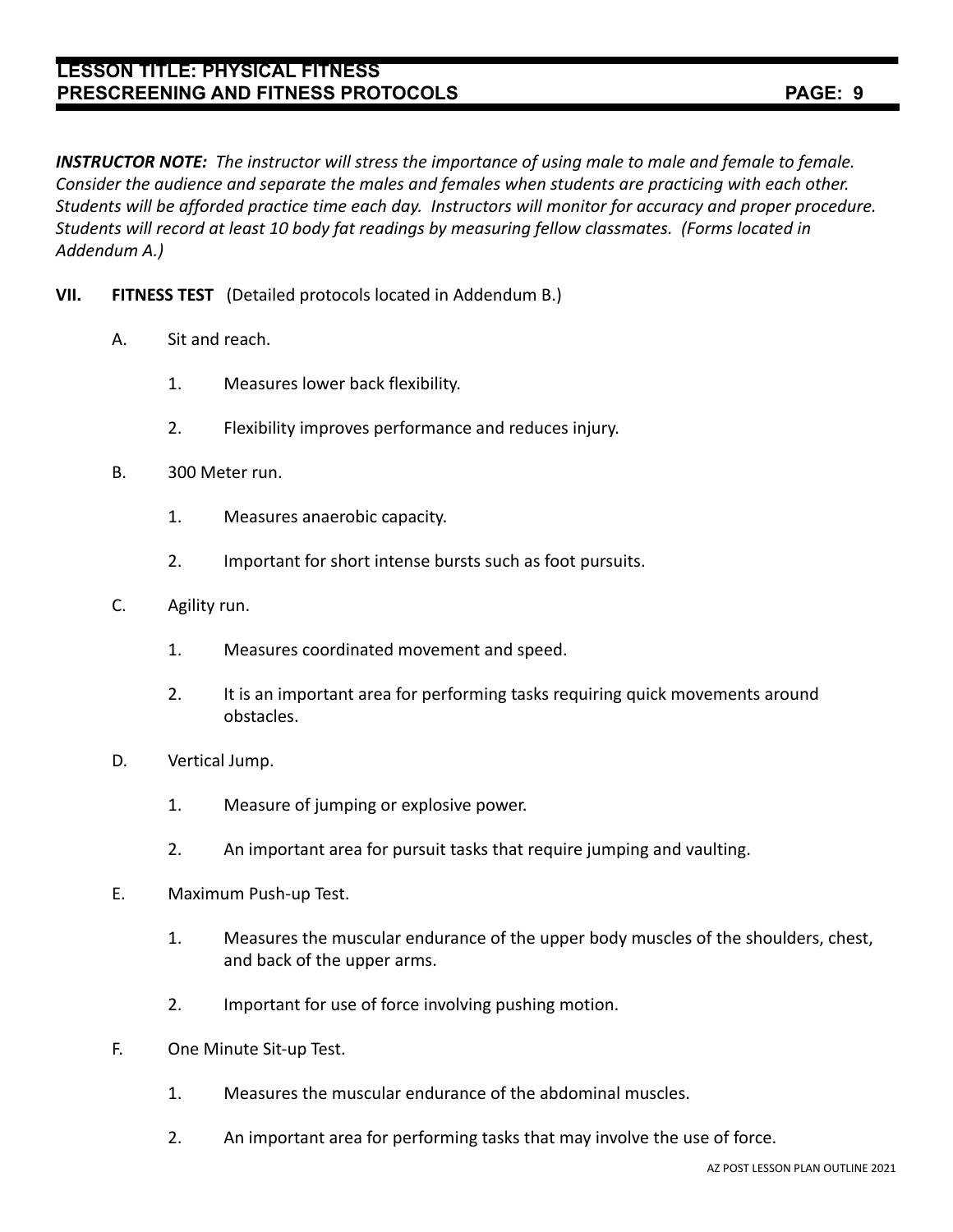***INSTRUCTOR NOTE:*** *The instructor will stress the importance of using male to male and female to female. Consider the audience and separate the males and females when students are practicing with each other. Students will be afforded practice time each day. Instructors will monitor for accuracy and proper procedure. Students will record at least 10 body fat readings by measuring fellow classmates. (Forms located in Addendum A.)*

**VII. FITNESS TEST** (Detailed protocols located in Addendum B.)

A. Sit and reach.

1. Measures lower back flexibility.

2. Flexibility improves performance and reduces injury.

B. 300 Meter run.

1. Measures anaerobic capacity.

2. Important for short intense bursts such as foot pursuits.

C. Agility run.

1. Measures coordinated movement and speed.

2. It is an important area for performing tasks requiring quick movements around obstacles.

D. Vertical Jump.

1. Measure of jumping or explosive power.

2. An important area for pursuit tasks that require jumping and vaulting.

E. Maximum Push-up Test.

1. Measures the muscular endurance of the upper body muscles of the shoulders, chest, and back of the upper arms.

2. Important for use of force involving pushing motion.

F. One Minute Sit-up Test.

1. Measures the muscular endurance of the abdominal muscles.

2. An important area for performing tasks that may involve the use of force.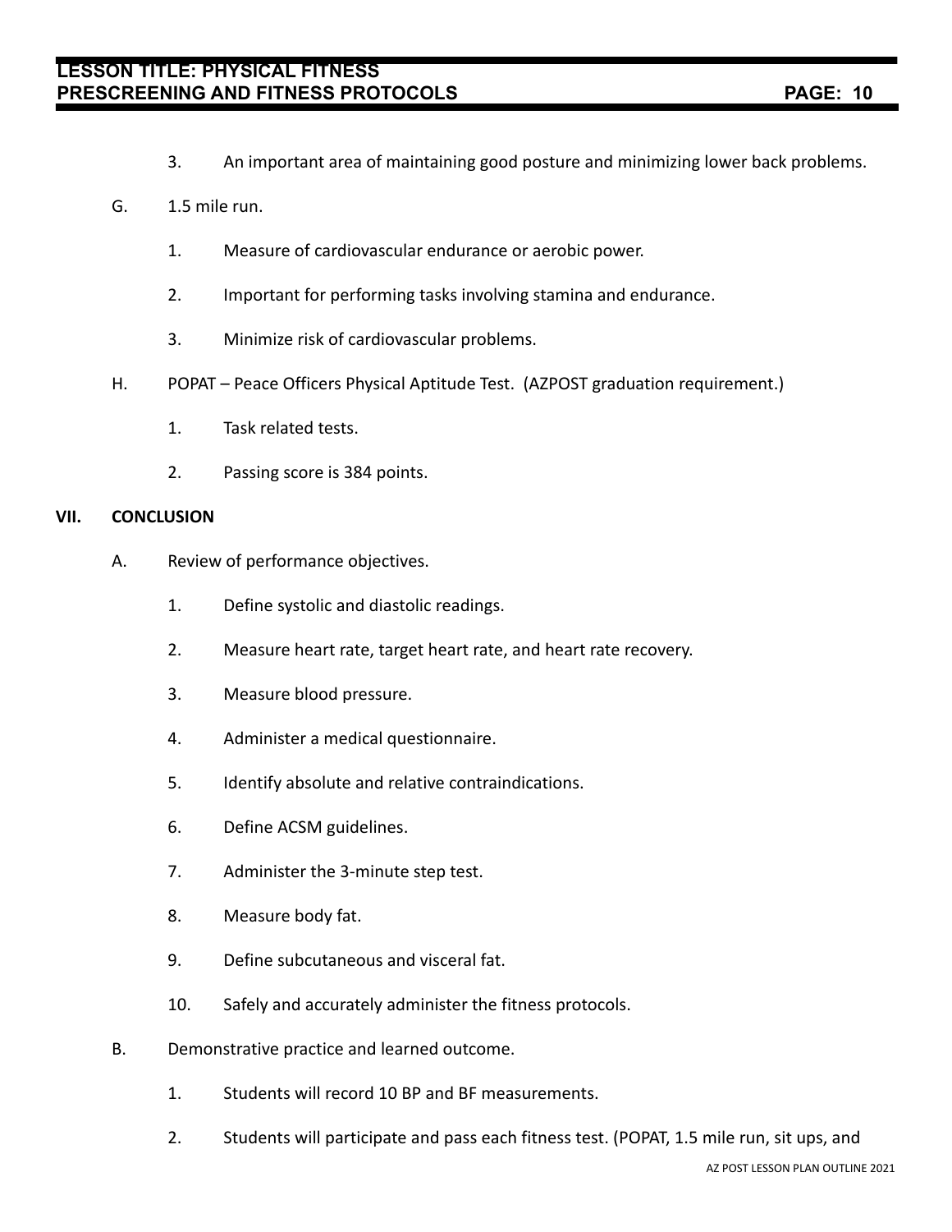3. An important area of maintaining good posture and minimizing lower back problems.

G. 1.5 mile run.

1. Measure of cardiovascular endurance or aerobic power.

2. Important for performing tasks involving stamina and endurance.

3. Minimize risk of cardiovascular problems.

H. POPAT – Peace Officers Physical Aptitude Test. (AZPOST graduation requirement.)

1. Task related tests.

2. Passing score is 384 points.

## VII. CONCLUSION

A. Review of performance objectives.

1. Define systolic and diastolic readings.

2. Measure heart rate, target heart rate, and heart rate recovery.

3. Measure blood pressure.

4. Administer a medical questionnaire.

5. Identify absolute and relative contraindications.

6. Define ACSM guidelines.

7. Administer the 3-minute step test.

8. Measure body fat.

9. Define subcutaneous and visceral fat.

10. Safely and accurately administer the fitness protocols.

B. Demonstrative practice and learned outcome.

1. Students will record 10 BP and BF measurements.

2. Students will participate and pass each fitness test. (POPAT, 1.5 mile run, sit ups, and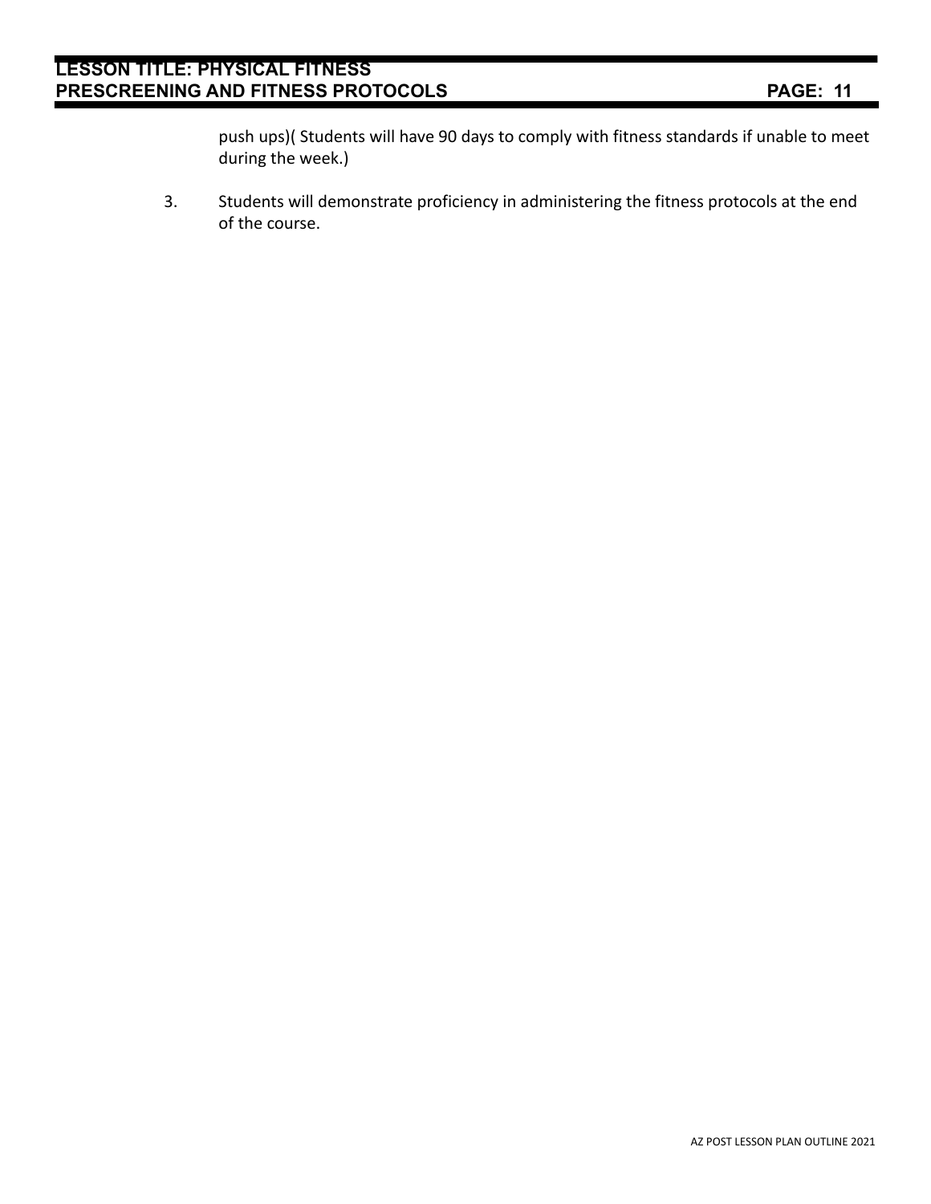push ups)( Students will have 90 days to comply with fitness standards if unable to meet during the week.)

3. Students will demonstrate proficiency in administering the fitness protocols at the end of the course.